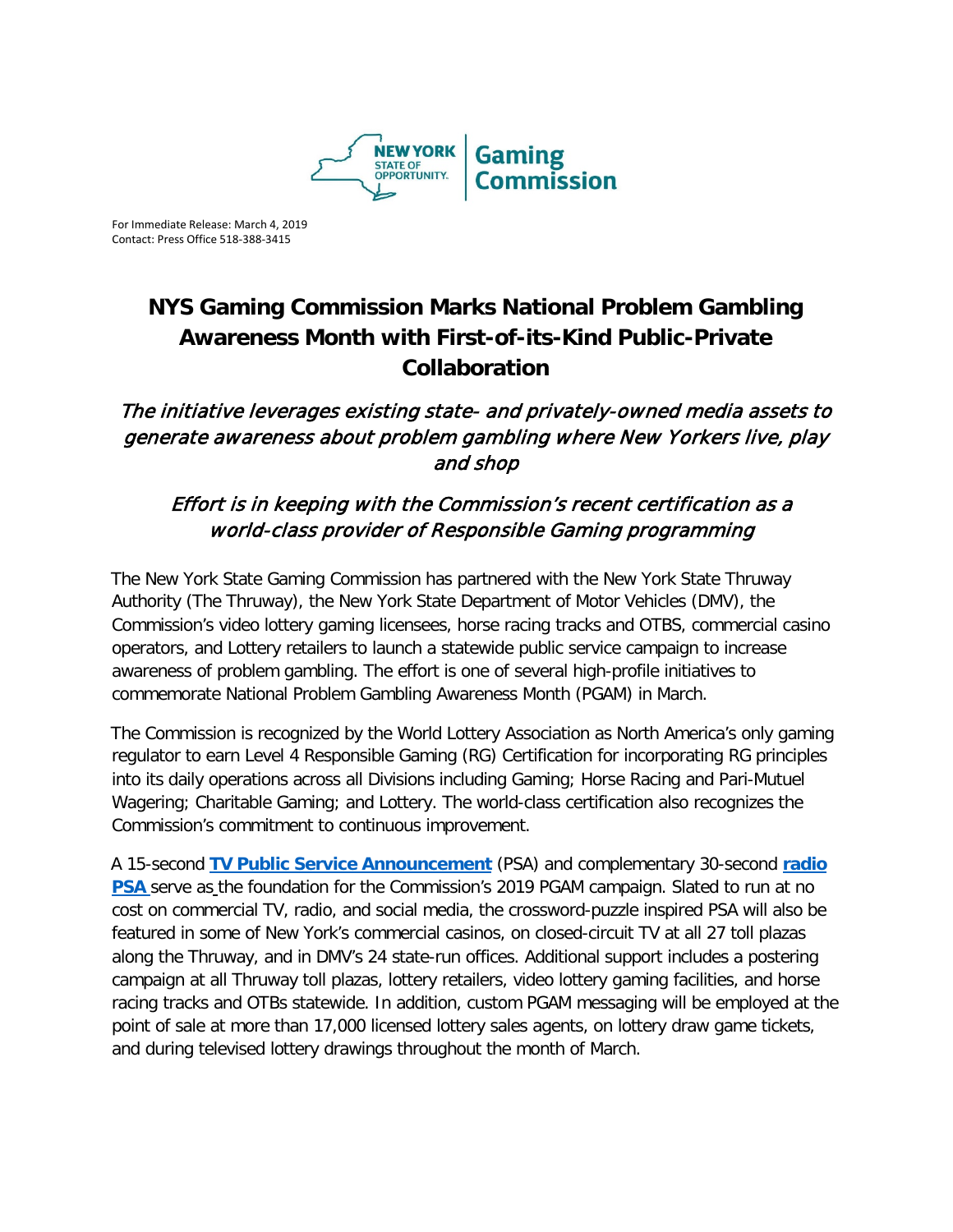For Immediate Release: March 4, 2019
Contact: Press Office 518-388-3415

# NYS Gaming Commission Marks National Problem Gambling Awareness Month with First-of-its-Kind Public-Private Collaboration

*The initiative leverages existing state- and privately-owned media assets to generate awareness about problem gambling where New Yorkers live, play and shop*

*Effort is in keeping with the Commission's recent certification as a world-class provider of Responsible Gaming programming*

The New York State Gaming Commission has partnered with the New York State Thruway Authority (The Thruway), the New York State Department of Motor Vehicles (DMV), the Commission's video lottery gaming licensees, horse racing tracks and OTBS, commercial casino operators, and Lottery retailers to launch a statewide public service campaign to increase awareness of problem gambling. The effort is one of several high-profile initiatives to commemorate National Problem Gambling Awareness Month (PGAM) in March.

The Commission is recognized by the World Lottery Association as North America's only gaming regulator to earn Level 4 Responsible Gaming (RG) Certification for incorporating RG principles into its daily operations across all Divisions including Gaming; Horse Racing and Pari-Mutuel Wagering; Charitable Gaming; and Lottery. The world-class certification also recognizes the Commission's commitment to continuous improvement.

A 15-second **TV Public Service Announcement** (PSA) and complementary 30-second **radio PSA** serve as the foundation for the Commission's 2019 PGAM campaign. Slated to run at no cost on commercial TV, radio, and social media, the crossword-puzzle inspired PSA will also be featured in some of New York's commercial casinos, on closed-circuit TV at all 27 toll plazas along the Thruway, and in DMV's 24 state-run offices. Additional support includes a postering campaign at all Thruway toll plazas, lottery retailers, video lottery gaming facilities, and horse racing tracks and OTBs statewide. In addition, custom PGAM messaging will be employed at the point of sale at more than 17,000 licensed lottery sales agents, on lottery draw game tickets, and during televised lottery drawings throughout the month of March.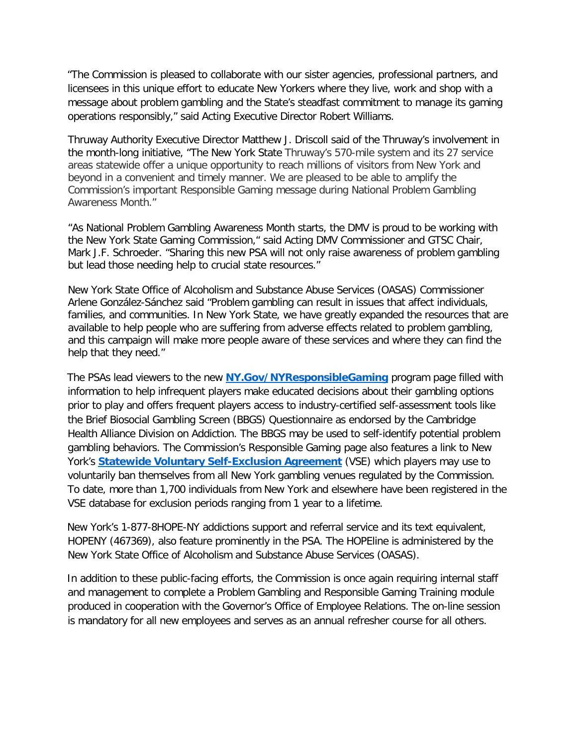"The Commission is pleased to collaborate with our sister agencies, professional partners, and licensees in this unique effort to educate New Yorkers where they live, work and shop with a message about problem gambling and the State's steadfast commitment to manage its gaming operations responsibly," said Acting Executive Director Robert Williams.

Thruway Authority Executive Director Matthew J. Driscoll said of the Thruway's involvement in the month-long initiative, "The New York State Thruway's 570-mile system and its 27 service areas statewide offer a unique opportunity to reach millions of visitors from New York and beyond in a convenient and timely manner. We are pleased to be able to amplify the Commission's important Responsible Gaming message during National Problem Gambling Awareness Month."

"As National Problem Gambling Awareness Month starts, the DMV is proud to be working with the New York State Gaming Commission," said Acting DMV Commissioner and GTSC Chair, Mark J.F. Schroeder. "Sharing this new PSA will not only raise awareness of problem gambling but lead those needing help to crucial state resources."

New York State Office of Alcoholism and Substance Abuse Services (OASAS) Commissioner Arlene González-Sánchez said "Problem gambling can result in issues that affect individuals, families, and communities. In New York State, we have greatly expanded the resources that are available to help people who are suffering from adverse effects related to problem gambling, and this campaign will make more people aware of these services and where they can find the help that they need."

The PSAs lead viewers to the new **NY.Gov/NYResponsibleGaming** program page filled with information to help infrequent players make educated decisions about their gambling options prior to play and offers frequent players access to industry-certified self-assessment tools like the Brief Biosocial Gambling Screen (BBGS) Questionnaire as endorsed by the Cambridge Health Alliance Division on Addiction. The BBGS may be used to self-identify potential problem gambling behaviors. The Commission's Responsible Gaming page also features a link to New York's **Statewide Voluntary Self-Exclusion Agreement** (VSE) which players may use to voluntarily ban themselves from all New York gambling venues regulated by the Commission. To date, more than 1,700 individuals from New York and elsewhere have been registered in the VSE database for exclusion periods ranging from 1 year to a lifetime.

New York's 1-877-8HOPE-NY addictions support and referral service and its text equivalent, HOPENY (467369), also feature prominently in the PSA. The HOPEline is administered by the New York State Office of Alcoholism and Substance Abuse Services (OASAS).

In addition to these public-facing efforts, the Commission is once again requiring internal staff and management to complete a Problem Gambling and Responsible Gaming Training module produced in cooperation with the Governor's Office of Employee Relations. The on-line session is mandatory for all new employees and serves as an annual refresher course for all others.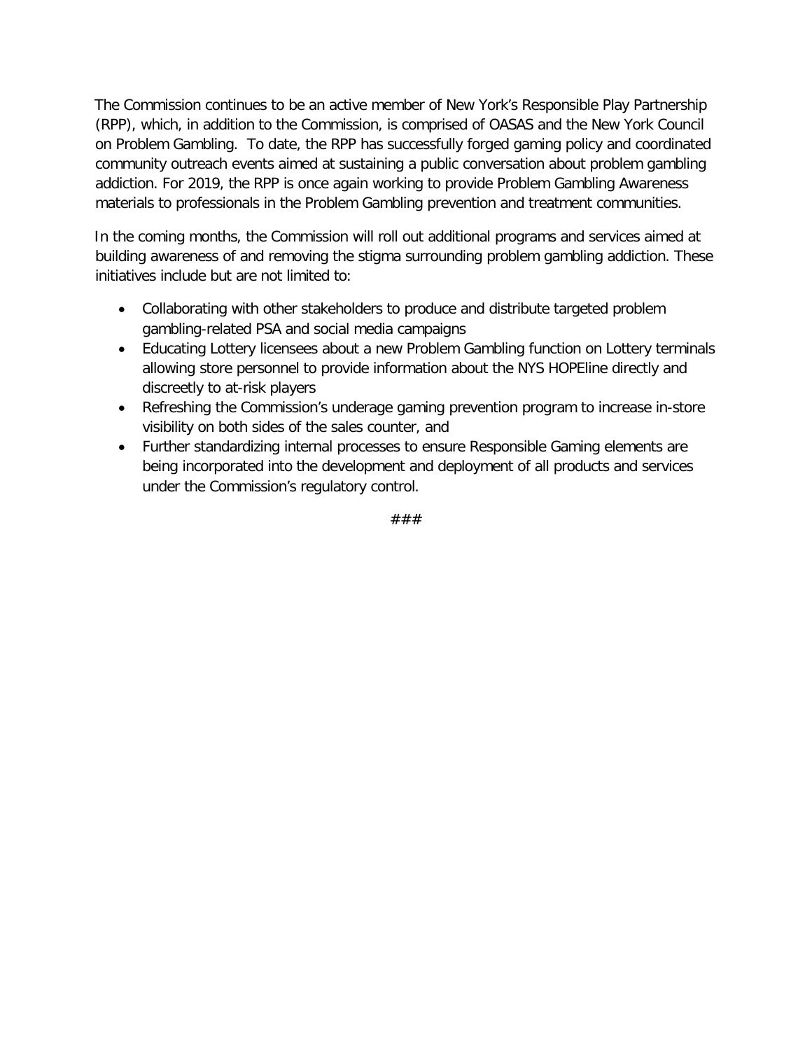The Commission continues to be an active member of New York's Responsible Play Partnership (RPP), which, in addition to the Commission, is comprised of OASAS and the New York Council on Problem Gambling. To date, the RPP has successfully forged gaming policy and coordinated community outreach events aimed at sustaining a public conversation about problem gambling addiction. For 2019, the RPP is once again working to provide Problem Gambling Awareness materials to professionals in the Problem Gambling prevention and treatment communities.

In the coming months, the Commission will roll out additional programs and services aimed at building awareness of and removing the stigma surrounding problem gambling addiction. These initiatives include but are not limited to:

- Collaborating with other stakeholders to produce and distribute targeted problem gambling-related PSA and social media campaigns
- Educating Lottery licensees about a new Problem Gambling function on Lottery terminals allowing store personnel to provide information about the NYS HOPEline directly and discreetly to at-risk players
- Refreshing the Commission's underage gaming prevention program to increase in-store visibility on both sides of the sales counter, and
- Further standardizing internal processes to ensure Responsible Gaming elements are being incorporated into the development and deployment of all products and services under the Commission's regulatory control.

###